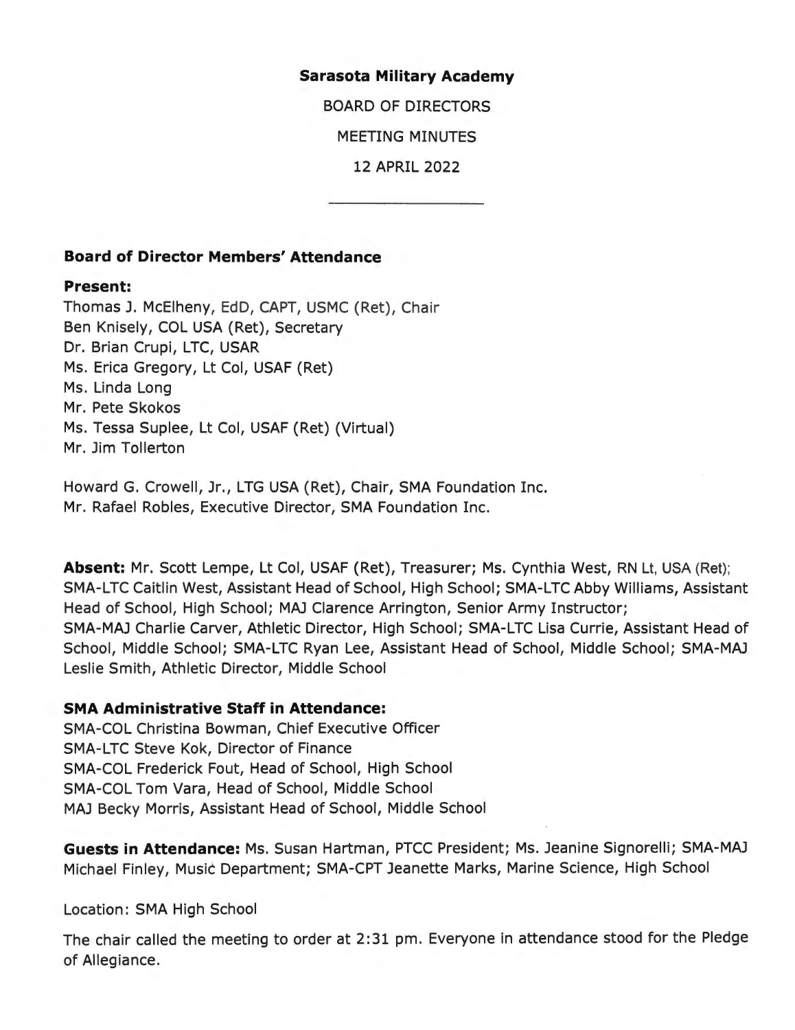**Sarasota Military Academy**

BOARD OF DIRECTORS

MEETING MINUTES

12 APRIL 2022

---

### Board of Director Members' Attendance

**Present:**
Thomas J. McElheny, EdD, CAPT, USMC (Ret), Chair
Ben Knisely, COL USA (Ret), Secretary
Dr. Brian Crupi, LTC, USAR
Ms. Erica Gregory, Lt Col, USAF (Ret)
Ms. Linda Long
Mr. Pete Skokos
Ms. Tessa Suplee, Lt Col, USAF (Ret) (Virtual)
Mr. Jim Tollerton

Howard G. Crowell, Jr., LTG USA (Ret), Chair, SMA Foundation Inc.
Mr. Rafael Robles, Executive Director, SMA Foundation Inc.

**Absent:** Mr. Scott Lempe, Lt Col, USAF (Ret), Treasurer; Ms. Cynthia West, RN Lt, USA (Ret); SMA-LTC Caitlin West, Assistant Head of School, High School; SMA-LTC Abby Williams, Assistant Head of School, High School; MAJ Clarence Arrington, Senior Army Instructor; SMA-MAJ Charlie Carver, Athletic Director, High School; SMA-LTC Lisa Currie, Assistant Head of School, Middle School; SMA-LTC Ryan Lee, Assistant Head of School, Middle School; SMA-MAJ Leslie Smith, Athletic Director, Middle School

**SMA Administrative Staff in Attendance:**
SMA-COL Christina Bowman, Chief Executive Officer
SMA-LTC Steve Kok, Director of Finance
SMA-COL Frederick Fout, Head of School, High School
SMA-COL Tom Vara, Head of School, Middle School
MAJ Becky Morris, Assistant Head of School, Middle School

**Guests in Attendance:** Ms. Susan Hartman, PTCC President; Ms. Jeanine Signorelli; SMA-MAJ Michael Finley, Music Department; SMA-CPT Jeanette Marks, Marine Science, High School

Location: SMA High School

The chair called the meeting to order at 2:31 pm. Everyone in attendance stood for the Pledge of Allegiance.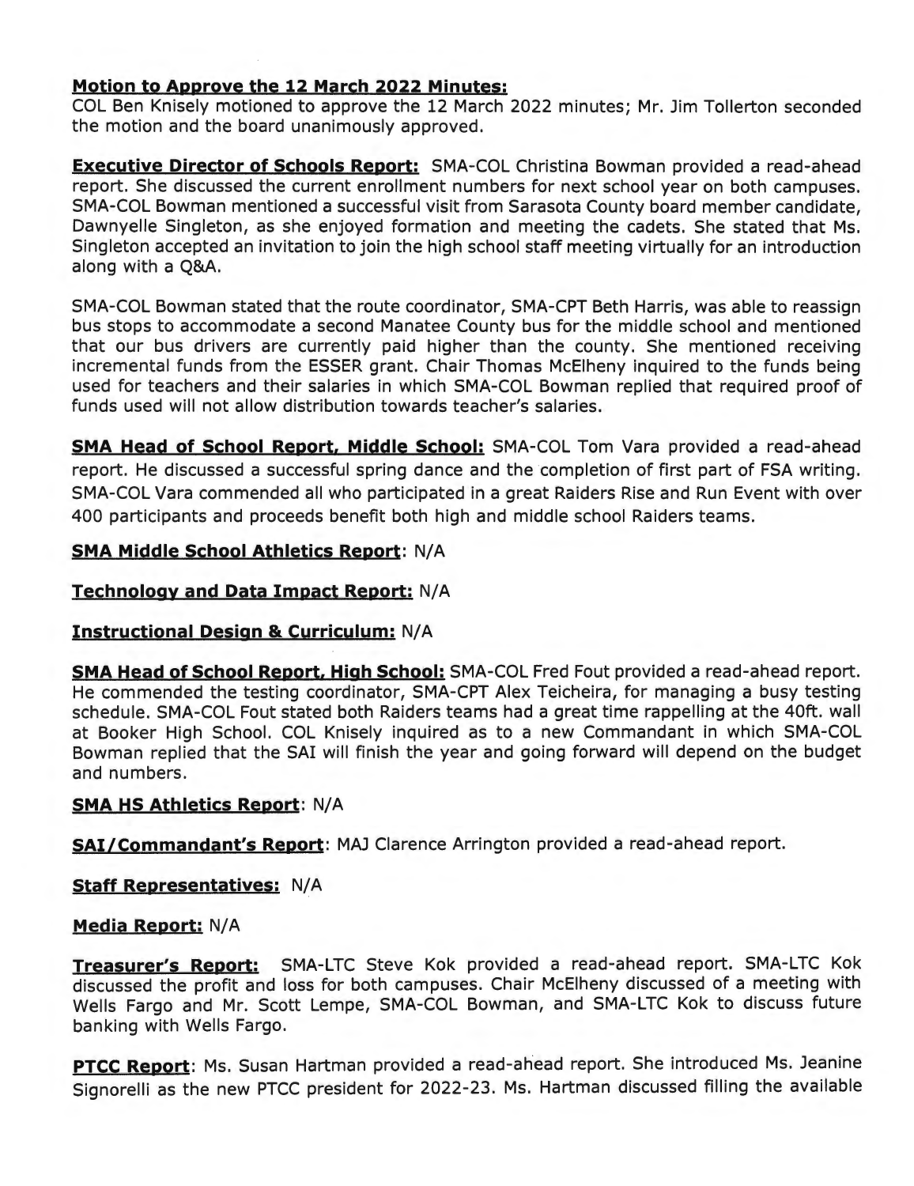**Motion to Approve the 12 March 2022 Minutes:**
COL Ben Knisely motioned to approve the 12 March 2022 minutes; Mr. Jim Tollerton seconded the motion and the board unanimously approved.

**Executive Director of Schools Report:** SMA-COL Christina Bowman provided a read-ahead report. She discussed the current enrollment numbers for next school year on both campuses. SMA-COL Bowman mentioned a successful visit from Sarasota County board member candidate, Dawnyelle Singleton, as she enjoyed formation and meeting the cadets. She stated that Ms. Singleton accepted an invitation to join the high school staff meeting virtually for an introduction along with a Q&A.

SMA-COL Bowman stated that the route coordinator, SMA-CPT Beth Harris, was able to reassign bus stops to accommodate a second Manatee County bus for the middle school and mentioned that our bus drivers are currently paid higher than the county. She mentioned receiving incremental funds from the ESSER grant. Chair Thomas McElheny inquired to the funds being used for teachers and their salaries in which SMA-COL Bowman replied that required proof of funds used will not allow distribution towards teacher's salaries.

**SMA Head of School Report, Middle School:** SMA-COL Tom Vara provided a read-ahead report. He discussed a successful spring dance and the completion of first part of FSA writing. SMA-COL Vara commended all who participated in a great Raiders Rise and Run Event with over 400 participants and proceeds benefit both high and middle school Raiders teams.

**SMA Middle School Athletics Report**: N/A

**Technology and Data Impact Report:** N/A

**Instructional Design & Curriculum:** N/A

**SMA Head of School Report, High School:** SMA-COL Fred Fout provided a read-ahead report. He commended the testing coordinator, SMA-CPT Alex Teicheira, for managing a busy testing schedule. SMA-COL Fout stated both Raiders teams had a great time rappelling at the 40ft. wall at Booker High School. COL Knisely inquired as to a new Commandant in which SMA-COL Bowman replied that the SAI will finish the year and going forward will depend on the budget and numbers.

**SMA HS Athletics Report**: N/A

**SAI/Commandant's Report**: MAJ Clarence Arrington provided a read-ahead report.

**Staff Representatives:** N/A

**Media Report:** N/A

**Treasurer's Report:** SMA-LTC Steve Kok provided a read-ahead report. SMA-LTC Kok discussed the profit and loss for both campuses. Chair McElheny discussed of a meeting with Wells Fargo and Mr. Scott Lempe, SMA-COL Bowman, and SMA-LTC Kok to discuss future banking with Wells Fargo.

**PTCC Report**: Ms. Susan Hartman provided a read-ahead report. She introduced Ms. Jeanine Signorelli as the new PTCC president for 2022-23. Ms. Hartman discussed filling the available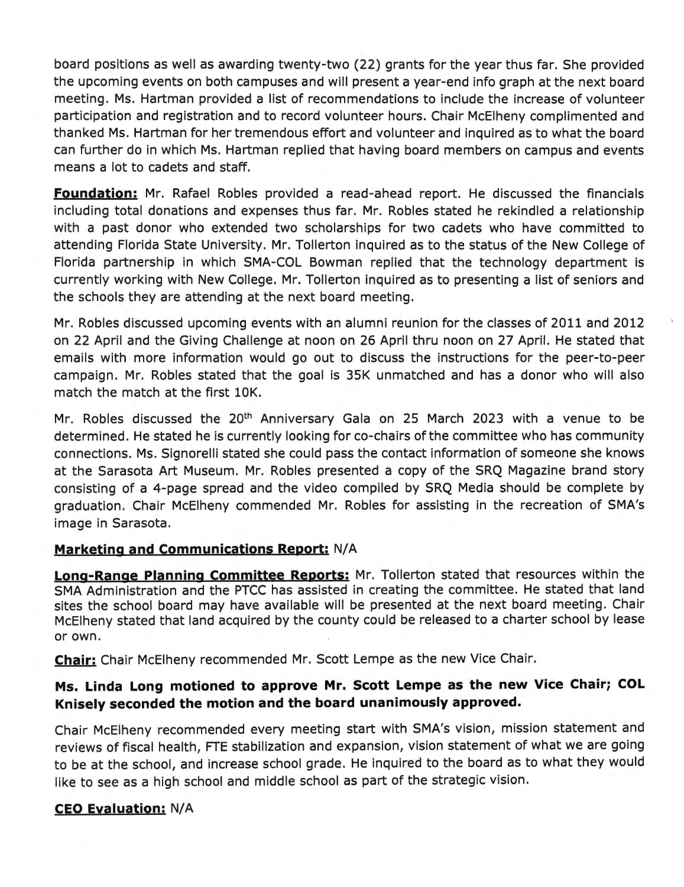board positions as well as awarding twenty-two (22) grants for the year thus far. She provided the upcoming events on both campuses and will present a year-end info graph at the next board meeting. Ms. Hartman provided a list of recommendations to include the increase of volunteer participation and registration and to record volunteer hours. Chair McElheny complimented and thanked Ms. Hartman for her tremendous effort and volunteer and inquired as to what the board can further do in which Ms. Hartman replied that having board members on campus and events means a lot to cadets and staff.

**Foundation:** Mr. Rafael Robles provided a read-ahead report. He discussed the financials including total donations and expenses thus far. Mr. Robles stated he rekindled a relationship with a past donor who extended two scholarships for two cadets who have committed to attending Florida State University. Mr. Tollerton inquired as to the status of the New College of Florida partnership in which SMA-COL Bowman replied that the technology department is currently working with New College. Mr. Tollerton inquired as to presenting a list of seniors and the schools they are attending at the next board meeting.

Mr. Robles discussed upcoming events with an alumni reunion for the classes of 2011 and 2012 on 22 April and the Giving Challenge at noon on 26 April thru noon on 27 April. He stated that emails with more information would go out to discuss the instructions for the peer-to-peer campaign. Mr. Robles stated that the goal is 35K unmatched and has a donor who will also match the match at the first 10K.

Mr. Robles discussed the 20th Anniversary Gala on 25 March 2023 with a venue to be determined. He stated he is currently looking for co-chairs of the committee who has community connections. Ms. Signorelli stated she could pass the contact information of someone she knows at the Sarasota Art Museum. Mr. Robles presented a copy of the SRQ Magazine brand story consisting of a 4-page spread and the video compiled by SRQ Media should be complete by graduation. Chair McElheny commended Mr. Robles for assisting in the recreation of SMA's image in Sarasota.

**Marketing and Communications Report:** N/A

**Long-Range Planning Committee Reports:** Mr. Tollerton stated that resources within the SMA Administration and the PTCC has assisted in creating the committee. He stated that land sites the school board may have available will be presented at the next board meeting. Chair McElheny stated that land acquired by the county could be released to a charter school by lease or own.

**Chair:** Chair McElheny recommended Mr. Scott Lempe as the new Vice Chair.

**Ms. Linda Long motioned to approve Mr. Scott Lempe as the new Vice Chair; COL Knisely seconded the motion and the board unanimously approved.**

Chair McElheny recommended every meeting start with SMA's vision, mission statement and reviews of fiscal health, FTE stabilization and expansion, vision statement of what we are going to be at the school, and increase school grade. He inquired to the board as to what they would like to see as a high school and middle school as part of the strategic vision.

**CEO Evaluation:** N/A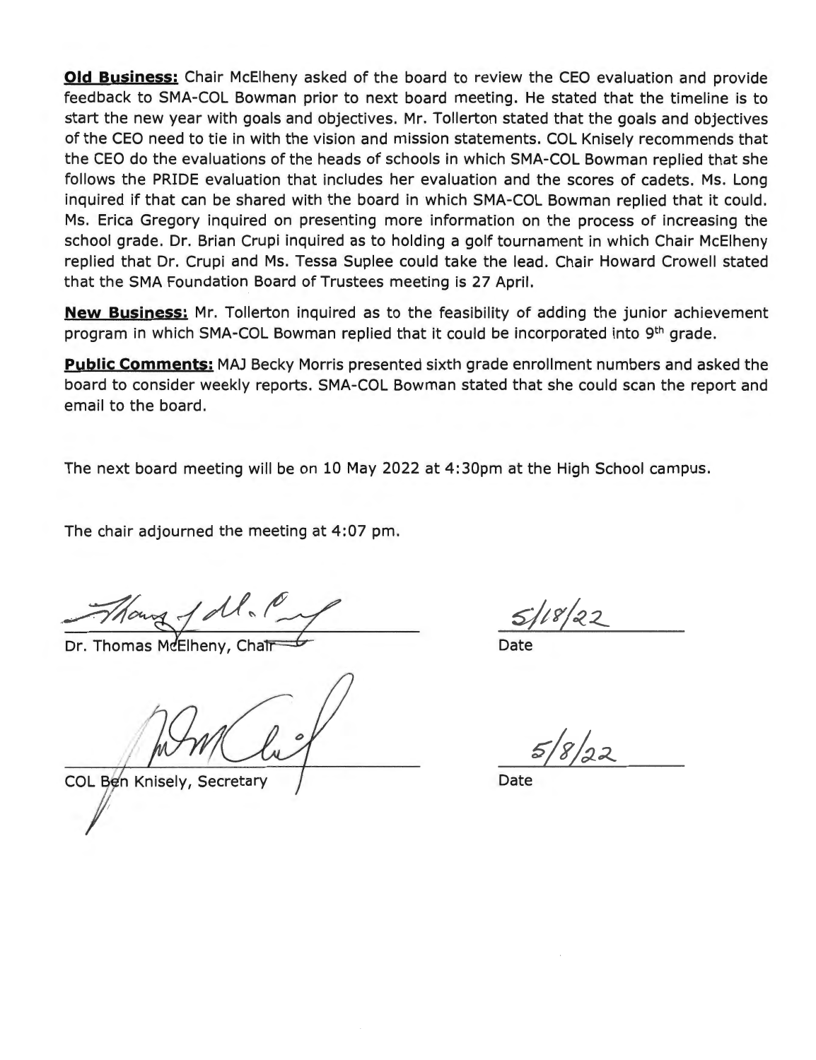**Old Business:** Chair McElheny asked of the board to review the CEO evaluation and provide feedback to SMA-COL Bowman prior to next board meeting. He stated that the timeline is to start the new year with goals and objectives. Mr. Tollerton stated that the goals and objectives of the CEO need to tie in with the vision and mission statements. COL Knisely recommends that the CEO do the evaluations of the heads of schools in which SMA-COL Bowman replied that she follows the PRIDE evaluation that includes her evaluation and the scores of cadets. Ms. Long inquired if that can be shared with the board in which SMA-COL Bowman replied that it could. Ms. Erica Gregory inquired on presenting more information on the process of increasing the school grade. Dr. Brian Crupi inquired as to holding a golf tournament in which Chair McElheny replied that Dr. Crupi and Ms. Tessa Suplee could take the lead. Chair Howard Crowell stated that the SMA Foundation Board of Trustees meeting is 27 April.

**New Business:** Mr. Tollerton inquired as to the feasibility of adding the junior achievement program in which SMA-COL Bowman replied that it could be incorporated into 9th grade.

**Public Comments:** MAJ Becky Morris presented sixth grade enrollment numbers and asked the board to consider weekly reports. SMA-COL Bowman stated that she could scan the report and email to the board.

The next board meeting will be on 10 May 2022 at 4:30pm at the High School campus.

The chair adjourned the meeting at 4:07 pm.

Dr. Thomas McElheny, Chair — Date: 5/18/22

COL Ben Knisely, Secretary — Date: 5/8/22